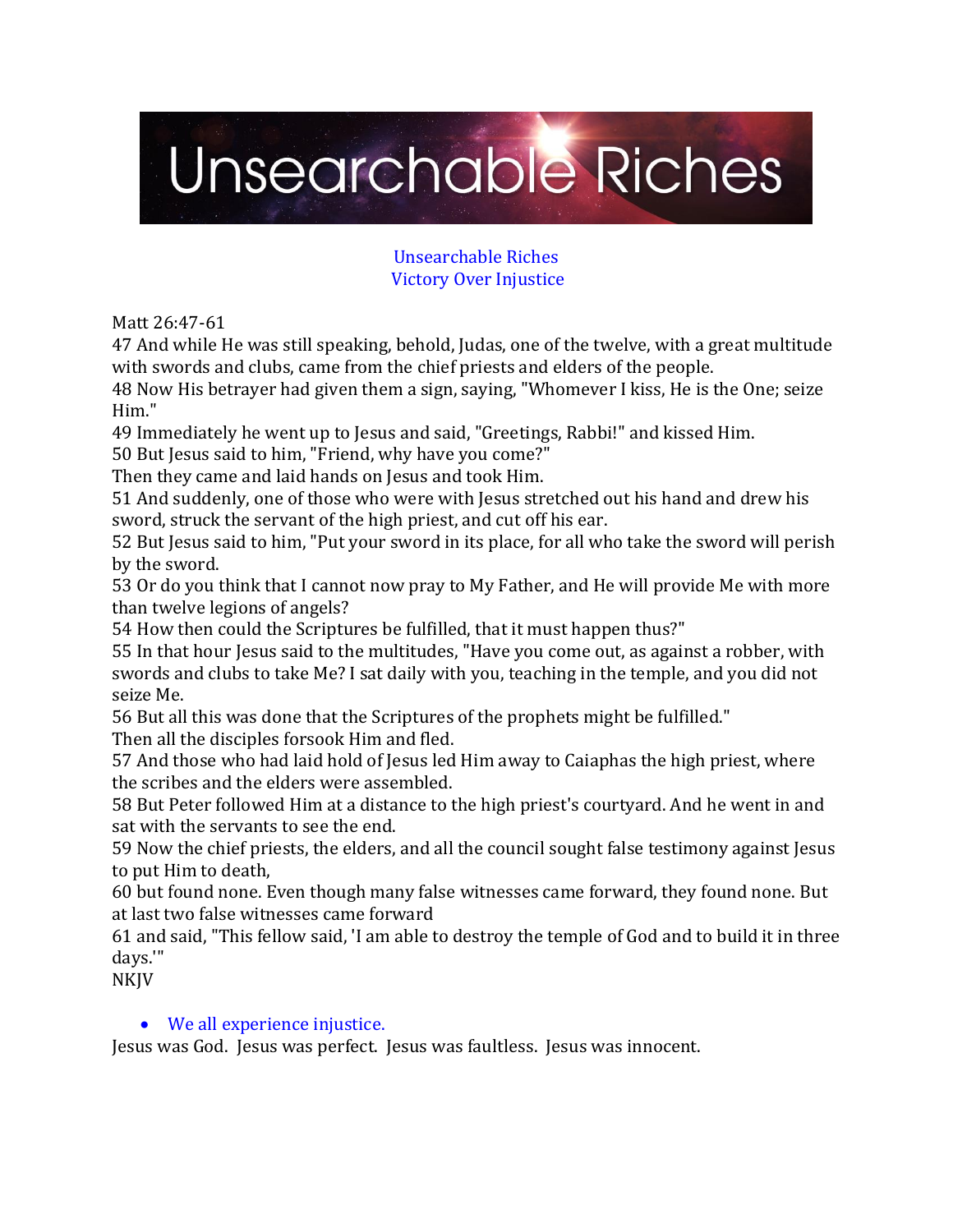# Unsearchable Riches

## Unsearchable Riches
## Victory Over Injustice

Matt 26:47-61

47 And while He was still speaking, behold, Judas, one of the twelve, with a great multitude with swords and clubs, came from the chief priests and elders of the people.

48 Now His betrayer had given them a sign, saying, "Whomever I kiss, He is the One; seize Him."

49 Immediately he went up to Jesus and said, "Greetings, Rabbi!" and kissed Him.

50 But Jesus said to him, "Friend, why have you come?"

Then they came and laid hands on Jesus and took Him.

51 And suddenly, one of those who were with Jesus stretched out his hand and drew his sword, struck the servant of the high priest, and cut off his ear.

52 But Jesus said to him, "Put your sword in its place, for all who take the sword will perish by the sword.

53 Or do you think that I cannot now pray to My Father, and He will provide Me with more than twelve legions of angels?

54 How then could the Scriptures be fulfilled, that it must happen thus?"

55 In that hour Jesus said to the multitudes, "Have you come out, as against a robber, with swords and clubs to take Me? I sat daily with you, teaching in the temple, and you did not seize Me.

56 But all this was done that the Scriptures of the prophets might be fulfilled."

Then all the disciples forsook Him and fled.

57 And those who had laid hold of Jesus led Him away to Caiaphas the high priest, where the scribes and the elders were assembled.

58 But Peter followed Him at a distance to the high priest's courtyard. And he went in and sat with the servants to see the end.

59 Now the chief priests, the elders, and all the council sought false testimony against Jesus to put Him to death,

60 but found none. Even though many false witnesses came forward, they found none. But at last two false witnesses came forward

61 and said, "This fellow said, 'I am able to destroy the temple of God and to build it in three days.'"

NKJV

- We all experience injustice.

Jesus was God. Jesus was perfect. Jesus was faultless. Jesus was innocent.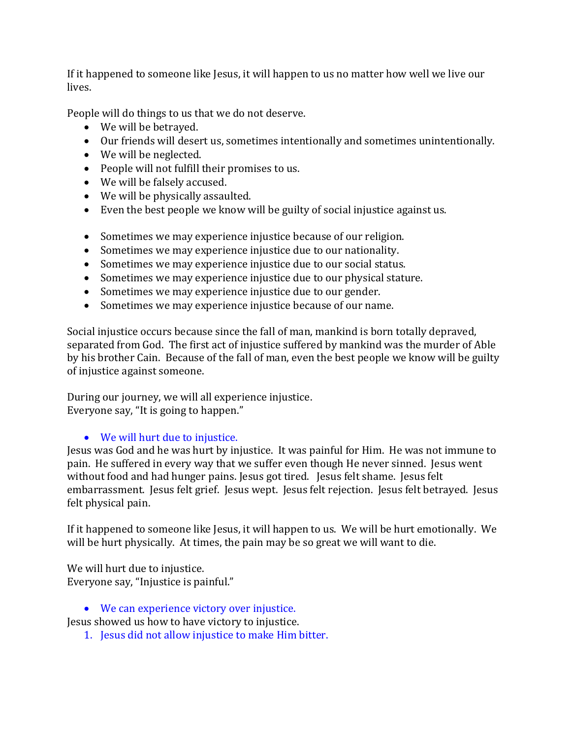If it happened to someone like Jesus, it will happen to us no matter how well we live our lives.

People will do things to us that we do not deserve.

- We will be betrayed.
- Our friends will desert us, sometimes intentionally and sometimes unintentionally.
- We will be neglected.
- People will not fulfill their promises to us.
- We will be falsely accused.
- We will be physically assaulted.
- Even the best people we know will be guilty of social injustice against us.

- Sometimes we may experience injustice because of our religion.
- Sometimes we may experience injustice due to our nationality.
- Sometimes we may experience injustice due to our social status.
- Sometimes we may experience injustice due to our physical stature.
- Sometimes we may experience injustice due to our gender.
- Sometimes we may experience injustice because of our name.

Social injustice occurs because since the fall of man, mankind is born totally depraved, separated from God. The first act of injustice suffered by mankind was the murder of Able by his brother Cain. Because of the fall of man, even the best people we know will be guilty of injustice against someone.

During our journey, we will all experience injustice.
Everyone say, "It is going to happen."

- We will hurt due to injustice.

Jesus was God and he was hurt by injustice. It was painful for Him. He was not immune to pain. He suffered in every way that we suffer even though He never sinned. Jesus went without food and had hunger pains. Jesus got tired. Jesus felt shame. Jesus felt embarrassment. Jesus felt grief. Jesus wept. Jesus felt rejection. Jesus felt betrayed. Jesus felt physical pain.

If it happened to someone like Jesus, it will happen to us. We will be hurt emotionally. We will be hurt physically. At times, the pain may be so great we will want to die.

We will hurt due to injustice.
Everyone say, "Injustice is painful."

- We can experience victory over injustice.

Jesus showed us how to have victory to injustice.

1. Jesus did not allow injustice to make Him bitter.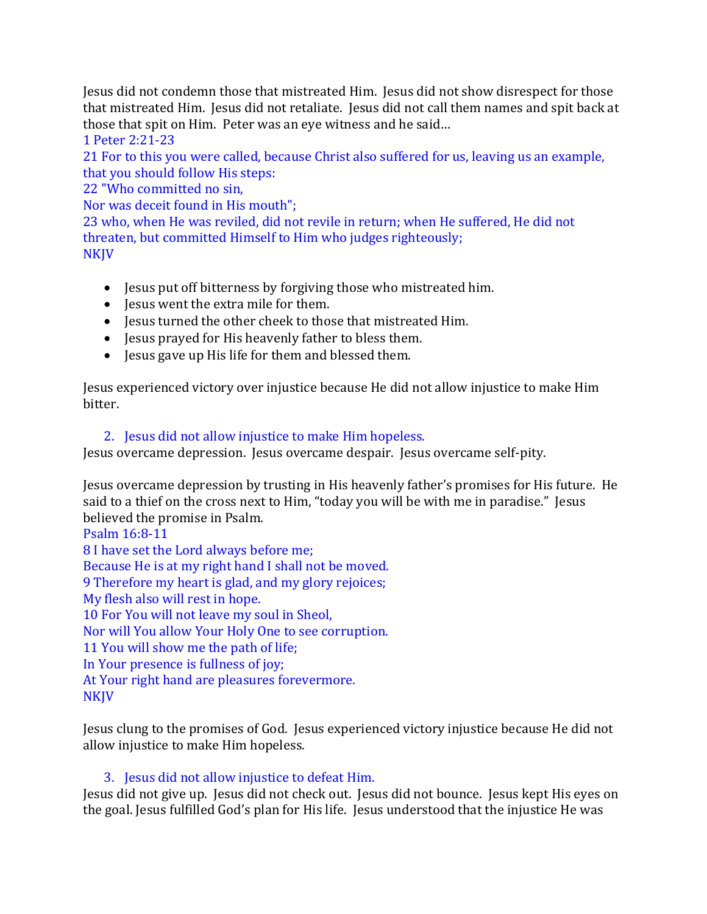Jesus did not condemn those that mistreated Him. Jesus did not show disrespect for those that mistreated Him. Jesus did not retaliate. Jesus did not call them names and spit back at those that spit on Him. Peter was an eye witness and he said…

1 Peter 2:21-23
21 For to this you were called, because Christ also suffered for us, leaving us an example, that you should follow His steps:
22 "Who committed no sin,
Nor was deceit found in His mouth";
23 who, when He was reviled, did not revile in return; when He suffered, He did not threaten, but committed Himself to Him who judges righteously;
NKJV

- Jesus put off bitterness by forgiving those who mistreated him.
- Jesus went the extra mile for them.
- Jesus turned the other cheek to those that mistreated Him.
- Jesus prayed for His heavenly father to bless them.
- Jesus gave up His life for them and blessed them.

Jesus experienced victory over injustice because He did not allow injustice to make Him bitter.

2. Jesus did not allow injustice to make Him hopeless.

Jesus overcame depression. Jesus overcame despair. Jesus overcame self-pity.

Jesus overcame depression by trusting in His heavenly father's promises for His future. He said to a thief on the cross next to Him, "today you will be with me in paradise." Jesus believed the promise in Psalm.

Psalm 16:8-11
8 I have set the Lord always before me;
Because He is at my right hand I shall not be moved.
9 Therefore my heart is glad, and my glory rejoices;
My flesh also will rest in hope.
10 For You will not leave my soul in Sheol,
Nor will You allow Your Holy One to see corruption.
11 You will show me the path of life;
In Your presence is fullness of joy;
At Your right hand are pleasures forevermore.
NKJV

Jesus clung to the promises of God. Jesus experienced victory injustice because He did not allow injustice to make Him hopeless.

3. Jesus did not allow injustice to defeat Him.

Jesus did not give up. Jesus did not check out. Jesus did not bounce. Jesus kept His eyes on the goal. Jesus fulfilled God's plan for His life. Jesus understood that the injustice He was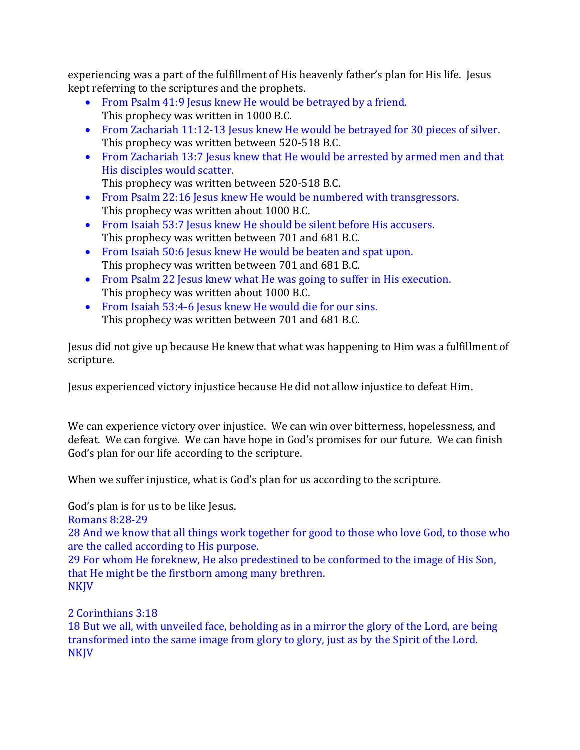experiencing was a part of the fulfillment of His heavenly father's plan for His life. Jesus kept referring to the scriptures and the prophets.

- From Psalm 41:9 Jesus knew He would be betrayed by a friend.
  This prophecy was written in 1000 B.C.
- From Zachariah 11:12-13 Jesus knew He would be betrayed for 30 pieces of silver.
  This prophecy was written between 520-518 B.C.
- From Zachariah 13:7 Jesus knew that He would be arrested by armed men and that His disciples would scatter.
  This prophecy was written between 520-518 B.C.
- From Psalm 22:16 Jesus knew He would be numbered with transgressors.
  This prophecy was written about 1000 B.C.
- From Isaiah 53:7 Jesus knew He should be silent before His accusers.
  This prophecy was written between 701 and 681 B.C.
- From Isaiah 50:6 Jesus knew He would be beaten and spat upon.
  This prophecy was written between 701 and 681 B.C.
- From Psalm 22 Jesus knew what He was going to suffer in His execution.
  This prophecy was written about 1000 B.C.
- From Isaiah 53:4-6 Jesus knew He would die for our sins.
  This prophecy was written between 701 and 681 B.C.

Jesus did not give up because He knew that what was happening to Him was a fulfillment of scripture.

Jesus experienced victory injustice because He did not allow injustice to defeat Him.

We can experience victory over injustice. We can win over bitterness, hopelessness, and defeat. We can forgive. We can have hope in God's promises for our future. We can finish God's plan for our life according to the scripture.

When we suffer injustice, what is God's plan for us according to the scripture.

God's plan is for us to be like Jesus.

Romans 8:28-29
28 And we know that all things work together for good to those who love God, to those who are the called according to His purpose.
29 For whom He foreknew, He also predestined to be conformed to the image of His Son, that He might be the firstborn among many brethren.
NKJV

2 Corinthians 3:18
18 But we all, with unveiled face, beholding as in a mirror the glory of the Lord, are being transformed into the same image from glory to glory, just as by the Spirit of the Lord.
NKJV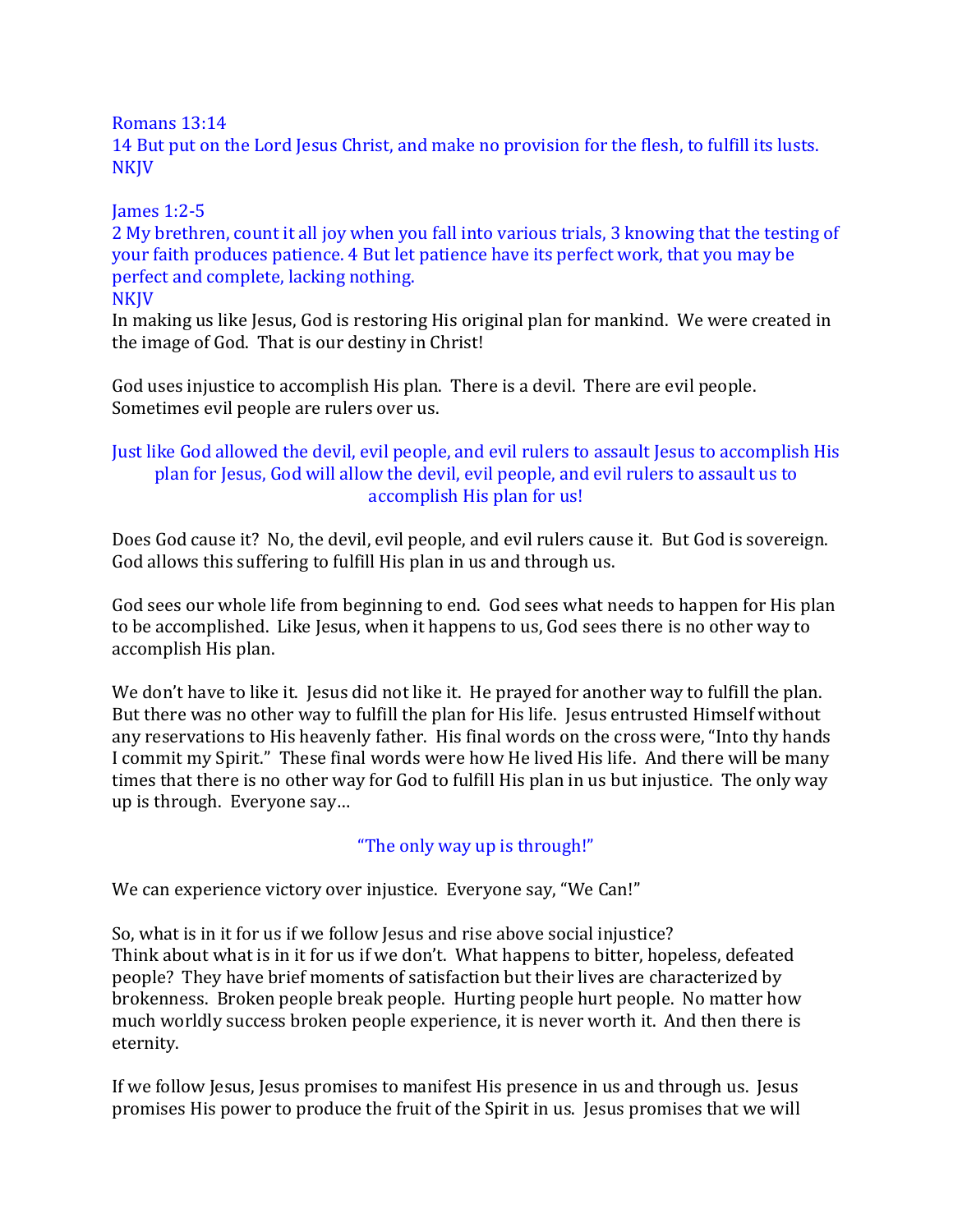Romans 13:14
14 But put on the Lord Jesus Christ, and make no provision for the flesh, to fulfill its lusts.
NKJV

James 1:2-5
2 My brethren, count it all joy when you fall into various trials, 3 knowing that the testing of your faith produces patience. 4 But let patience have its perfect work, that you may be perfect and complete, lacking nothing.
NKJV

In making us like Jesus, God is restoring His original plan for mankind. We were created in the image of God. That is our destiny in Christ!

God uses injustice to accomplish His plan. There is a devil. There are evil people. Sometimes evil people are rulers over us.

Just like God allowed the devil, evil people, and evil rulers to assault Jesus to accomplish His plan for Jesus, God will allow the devil, evil people, and evil rulers to assault us to accomplish His plan for us!

Does God cause it? No, the devil, evil people, and evil rulers cause it. But God is sovereign. God allows this suffering to fulfill His plan in us and through us.

God sees our whole life from beginning to end. God sees what needs to happen for His plan to be accomplished. Like Jesus, when it happens to us, God sees there is no other way to accomplish His plan.

We don't have to like it. Jesus did not like it. He prayed for another way to fulfill the plan. But there was no other way to fulfill the plan for His life. Jesus entrusted Himself without any reservations to His heavenly father. His final words on the cross were, "Into thy hands I commit my Spirit." These final words were how He lived His life. And there will be many times that there is no other way for God to fulfill His plan in us but injustice. The only way up is through. Everyone say…

"The only way up is through!"

We can experience victory over injustice. Everyone say, "We Can!"

So, what is in it for us if we follow Jesus and rise above social injustice?
Think about what is in it for us if we don't. What happens to bitter, hopeless, defeated people? They have brief moments of satisfaction but their lives are characterized by brokenness. Broken people break people. Hurting people hurt people. No matter how much worldly success broken people experience, it is never worth it. And then there is eternity.

If we follow Jesus, Jesus promises to manifest His presence in us and through us. Jesus promises His power to produce the fruit of the Spirit in us. Jesus promises that we will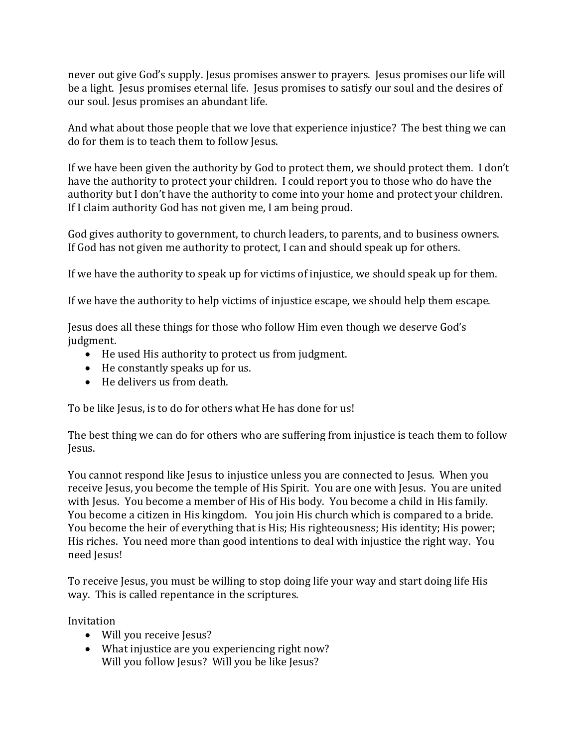never out give God's supply. Jesus promises answer to prayers. Jesus promises our life will be a light. Jesus promises eternal life. Jesus promises to satisfy our soul and the desires of our soul. Jesus promises an abundant life.

And what about those people that we love that experience injustice? The best thing we can do for them is to teach them to follow Jesus.

If we have been given the authority by God to protect them, we should protect them. I don't have the authority to protect your children. I could report you to those who do have the authority but I don't have the authority to come into your home and protect your children. If I claim authority God has not given me, I am being proud.

God gives authority to government, to church leaders, to parents, and to business owners. If God has not given me authority to protect, I can and should speak up for others.

If we have the authority to speak up for victims of injustice, we should speak up for them.

If we have the authority to help victims of injustice escape, we should help them escape.

Jesus does all these things for those who follow Him even though we deserve God's judgment.

- He used His authority to protect us from judgment.
- He constantly speaks up for us.
- He delivers us from death.

To be like Jesus, is to do for others what He has done for us!

The best thing we can do for others who are suffering from injustice is teach them to follow Jesus.

You cannot respond like Jesus to injustice unless you are connected to Jesus. When you receive Jesus, you become the temple of His Spirit. You are one with Jesus. You are united with Jesus. You become a member of His of His body. You become a child in His family. You become a citizen in His kingdom. You join His church which is compared to a bride. You become the heir of everything that is His; His righteousness; His identity; His power; His riches. You need more than good intentions to deal with injustice the right way. You need Jesus!

To receive Jesus, you must be willing to stop doing life your way and start doing life His way. This is called repentance in the scriptures.

Invitation

- Will you receive Jesus?
- What injustice are you experiencing right now?
  Will you follow Jesus? Will you be like Jesus?